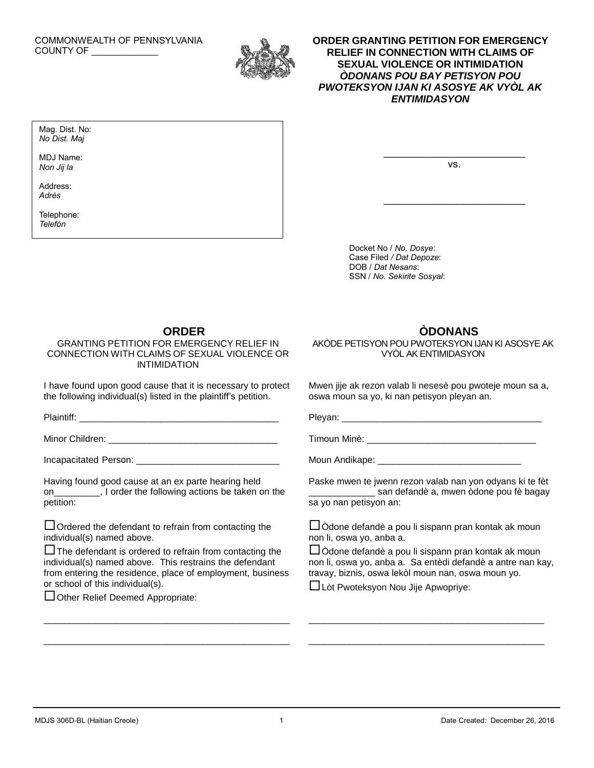COMMONWEALTH OF PENNSYLVANIA
COUNTY OF _____________

**ORDER GRANTING PETITION FOR EMERGENCY RELIEF IN CONNECTION WITH CLAIMS OF SEXUAL VIOLENCE OR INTIMIDATION**
***ÒDONANS POU BAY PETISYON POU PWOTEKSYON IJAN KI ASOSYE AK VYÒL AK ENTIMIDASYON***

Mag. Dist. No:
*No Dist. Maj*

MDJ Name:
*Non Jij la*

Address:
*Adrès*

Telephone:
*Telefòn*

____________________________

vs.

____________________________

Docket No / *No. Dosye*:
Case Filed */ Dat Depoze*:
DOB / *Dat Nesans*:
SSN / *No. Sekirite Sosyal*:

## ORDER

GRANTING PETITION FOR EMERGENCY RELIEF IN CONNECTION WITH CLAIMS OF SEXUAL VIOLENCE OR INTIMIDATION

I have found upon good cause that it is necessary to protect the following individual(s) listed in the plaintiff's petition.

Plaintiff: ________________________________________

Minor Children: __________________________________

Incapacitated Person: ____________________________

Having found good cause at an ex parte hearing held on_________, I order the following actions be taken on the petition:

☐ Ordered the defendant to refrain from contacting the individual(s) named above.

☐ The defendant is ordered to refrain from contacting the individual(s) named above. This restrains the defendant from entering the residence, place of employment, business or school of this individual(s).

☐ Other Relief Deemed Appropriate:

_________________________________________________

_________________________________________________

## ÒDONANS

AKÒDE PETISYON POU PWOTEKSYON IJAN KI ASOSYE AK VYÒL AK ENTIMIDASYON

Mwen jije ak rezon valab li nesesè pou pwoteje moun sa a, oswa moun sa yo, ki nan petisyon pleyan an.

Pleyan: ________________________________________

Timoun Minè: __________________________________

Moun Andikape: ____________________________

Paske mwen te jwenn rezon valab nan yon odyans ki te fèt _____________ san defandè a, mwen òdone pou fè bagay sa yo nan petisyon an:

☐ Òdone defandè a pou li sispann pran kontak ak moun non li, oswa yo, anba a.

☐ Òdone defandè a pou li sispann pran kontak ak moun non li, oswa yo, anba a. Sa entèdi defandè a antre nan kay, travay, biznis, oswa lekòl moun nan, oswa moun yo.

☐ Lòt Pwoteksyon Nou Jije Apwopriye:

_________________________________________________

_________________________________________________

MDJS 306D-BL (Haitian Creole) Date Created: December 26, 2016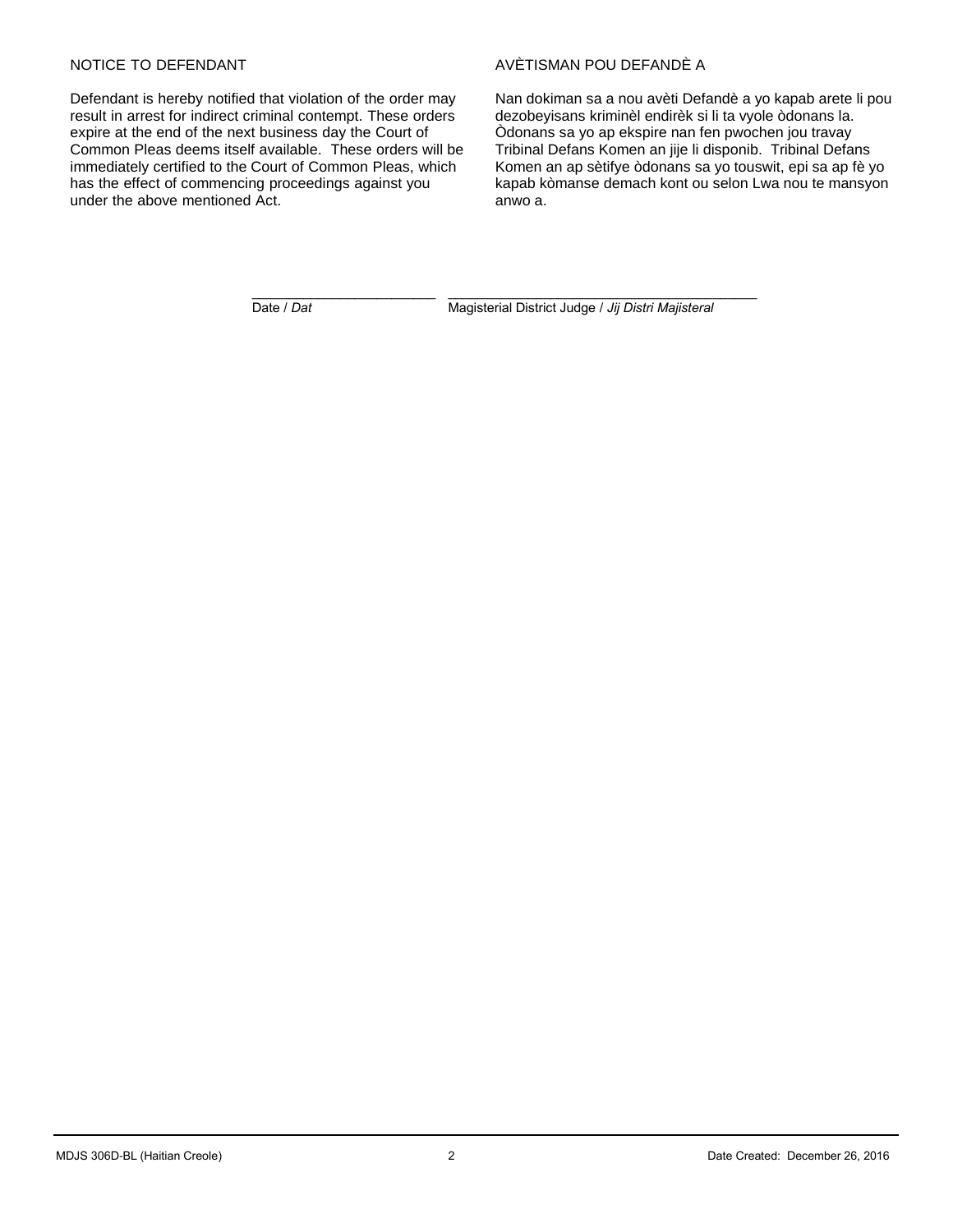NOTICE TO DEFENDANT

Defendant is hereby notified that violation of the order may result in arrest for indirect criminal contempt. These orders expire at the end of the next business day the Court of Common Pleas deems itself available. These orders will be immediately certified to the Court of Common Pleas, which has the effect of commencing proceedings against you under the above mentioned Act.

AVÈTISMAN POU DEFANDÈ A

Nan dokiman sa a nou avèti Defandè a yo kapab arete li pou dezobeyisans kriminèl endirèk si li ta vyole òdonans la. Òdonans sa yo ap ekspire nan fen pwochen jou travay Tribinal Defans Komen an jije li disponib. Tribinal Defans Komen an ap sètifye òdonans sa yo touswit, epi sa ap fè yo kapab kòmanse demach kont ou selon Lwa nou te mansyon anwo a.

\_\_\_\_\_\_\_\_\_\_\_\_\_\_\_\_\_\_\_\_\_\_\_\_ \_\_\_\_\_\_\_\_\_\_\_\_\_\_\_\_\_\_\_\_\_\_\_\_\_\_\_\_\_\_\_\_\_\_\_\_\_\_\_\_\_\_

Date / *Dat* Magisterial District Judge / *Jij Distri Majisteral*

MDJS 306D-BL (Haitian Creole) Date Created: December 26, 2016